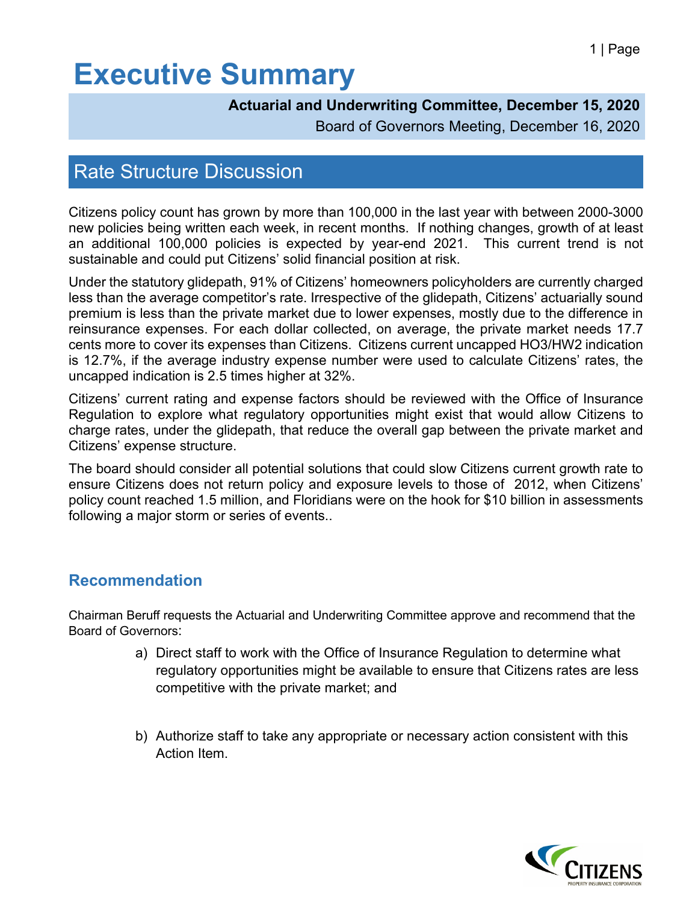# Executive Summary

**Actuarial and Underwriting Committee, December 15, 2020**
Board of Governors Meeting, December 16, 2020

## Rate Structure Discussion

Citizens policy count has grown by more than 100,000 in the last year with between 2000-3000 new policies being written each week, in recent months. If nothing changes, growth of at least an additional 100,000 policies is expected by year-end 2021. This current trend is not sustainable and could put Citizens' solid financial position at risk.

Under the statutory glidepath, 91% of Citizens' homeowners policyholders are currently charged less than the average competitor's rate. Irrespective of the glidepath, Citizens' actuarially sound premium is less than the private market due to lower expenses, mostly due to the difference in reinsurance expenses. For each dollar collected, on average, the private market needs 17.7 cents more to cover its expenses than Citizens. Citizens current uncapped HO3/HW2 indication is 12.7%, if the average industry expense number were used to calculate Citizens' rates, the uncapped indication is 2.5 times higher at 32%.

Citizens' current rating and expense factors should be reviewed with the Office of Insurance Regulation to explore what regulatory opportunities might exist that would allow Citizens to charge rates, under the glidepath, that reduce the overall gap between the private market and Citizens' expense structure.

The board should consider all potential solutions that could slow Citizens current growth rate to ensure Citizens does not return policy and exposure levels to those of 2012, when Citizens' policy count reached 1.5 million, and Floridians were on the hook for $10 billion in assessments following a major storm or series of events..

### Recommendation

Chairman Beruff requests the Actuarial and Underwriting Committee approve and recommend that the Board of Governors:

a) Direct staff to work with the Office of Insurance Regulation to determine what regulatory opportunities might be available to ensure that Citizens rates are less competitive with the private market; and

b) Authorize staff to take any appropriate or necessary action consistent with this Action Item.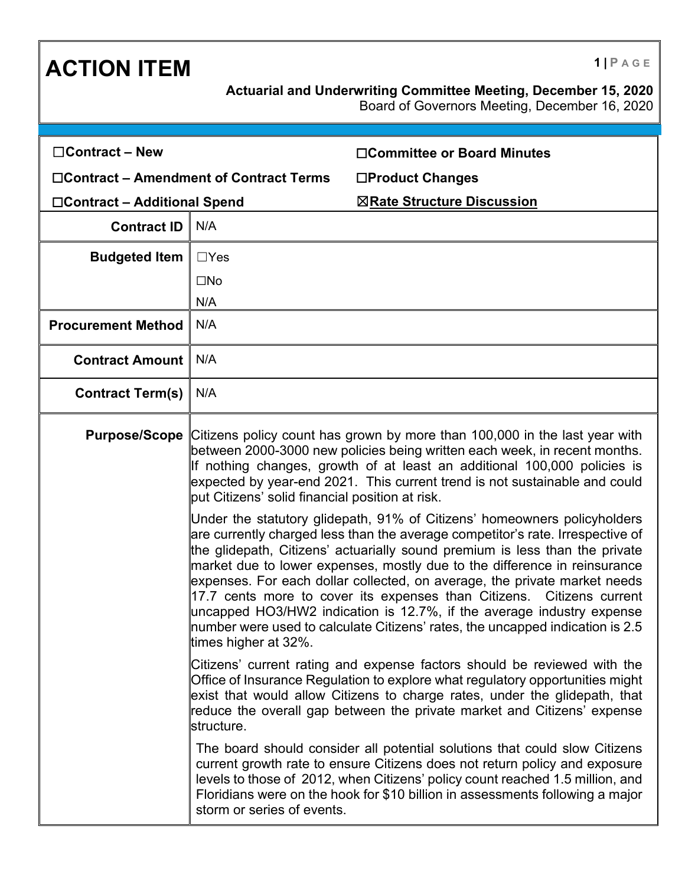# ACTION ITEM

**Actuarial and Underwriting Committee Meeting, December 15, 2020**
Board of Governors Meeting, December 16, 2020

| | |
|---|---|
| ☐**Contract – New** | ☐**Committee or Board Minutes** |
| ☐**Contract – Amendment of Contract Terms** | ☐**Product Changes** |
| ☐**Contract – Additional Spend** | ☒**Rate Structure Discussion** |

| | |
|---|---|
| **Contract ID** | N/A |
| **Budgeted Item** | ☐Yes<br>☐No<br>N/A |
| **Procurement Method** | N/A |
| **Contract Amount** | N/A |
| **Contract Term(s)** | N/A |
| **Purpose/Scope** | Citizens policy count has grown by more than 100,000 in the last year with between 2000-3000 new policies being written each week, in recent months. If nothing changes, growth of at least an additional 100,000 policies is expected by year-end 2021. This current trend is not sustainable and could put Citizens' solid financial position at risk.<br><br>Under the statutory glidepath, 91% of Citizens' homeowners policyholders are currently charged less than the average competitor's rate. Irrespective of the glidepath, Citizens' actuarially sound premium is less than the private market due to lower expenses, mostly due to the difference in reinsurance expenses. For each dollar collected, on average, the private market needs 17.7 cents more to cover its expenses than Citizens. Citizens current uncapped HO3/HW2 indication is 12.7%, if the average industry expense number were used to calculate Citizens' rates, the uncapped indication is 2.5 times higher at 32%.<br><br>Citizens' current rating and expense factors should be reviewed with the Office of Insurance Regulation to explore what regulatory opportunities might exist that would allow Citizens to charge rates, under the glidepath, that reduce the overall gap between the private market and Citizens' expense structure.<br><br>The board should consider all potential solutions that could slow Citizens current growth rate to ensure Citizens does not return policy and exposure levels to those of 2012, when Citizens' policy count reached 1.5 million, and Floridians were on the hook for $10 billion in assessments following a major storm or series of events. |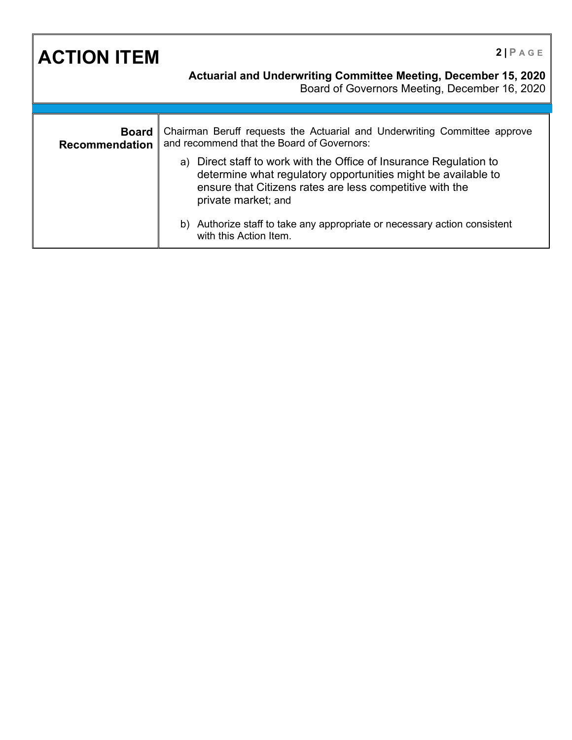# ACTION ITEM

**Actuarial and Underwriting Committee Meeting, December 15, 2020**
Board of Governors Meeting, December 16, 2020

| | |
|---|---|
| **Board Recommendation** | Chairman Beruff requests the Actuarial and Underwriting Committee approve and recommend that the Board of Governors:<br><br>a) Direct staff to work with the Office of Insurance Regulation to determine what regulatory opportunities might be available to ensure that Citizens rates are less competitive with the private market; and<br><br>b) Authorize staff to take any appropriate or necessary action consistent with this Action Item. |